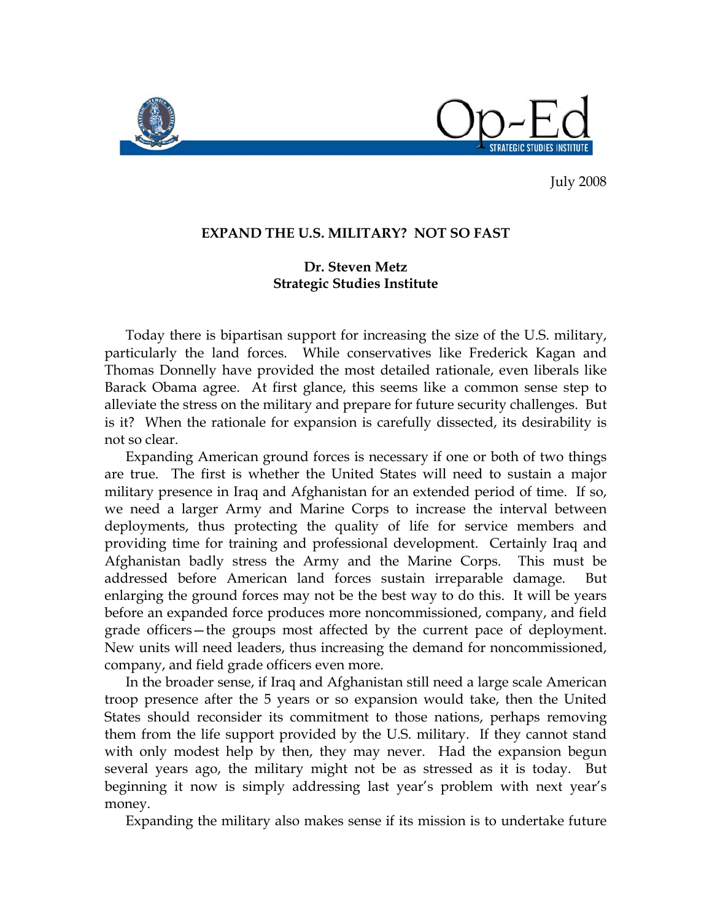July 2008

# EXPAND THE U.S. MILITARY? NOT SO FAST

**Dr. Steven Metz**
**Strategic Studies Institute**

Today there is bipartisan support for increasing the size of the U.S. military, particularly the land forces. While conservatives like Frederick Kagan and Thomas Donnelly have provided the most detailed rationale, even liberals like Barack Obama agree. At first glance, this seems like a common sense step to alleviate the stress on the military and prepare for future security challenges. But is it? When the rationale for expansion is carefully dissected, its desirability is not so clear.

Expanding American ground forces is necessary if one or both of two things are true. The first is whether the United States will need to sustain a major military presence in Iraq and Afghanistan for an extended period of time. If so, we need a larger Army and Marine Corps to increase the interval between deployments, thus protecting the quality of life for service members and providing time for training and professional development. Certainly Iraq and Afghanistan badly stress the Army and the Marine Corps. This must be addressed before American land forces sustain irreparable damage. But enlarging the ground forces may not be the best way to do this. It will be years before an expanded force produces more noncommissioned, company, and field grade officers—the groups most affected by the current pace of deployment. New units will need leaders, thus increasing the demand for noncommissioned, company, and field grade officers even more.

In the broader sense, if Iraq and Afghanistan still need a large scale American troop presence after the 5 years or so expansion would take, then the United States should reconsider its commitment to those nations, perhaps removing them from the life support provided by the U.S. military. If they cannot stand with only modest help by then, they may never. Had the expansion begun several years ago, the military might not be as stressed as it is today. But beginning it now is simply addressing last year's problem with next year's money.

Expanding the military also makes sense if its mission is to undertake future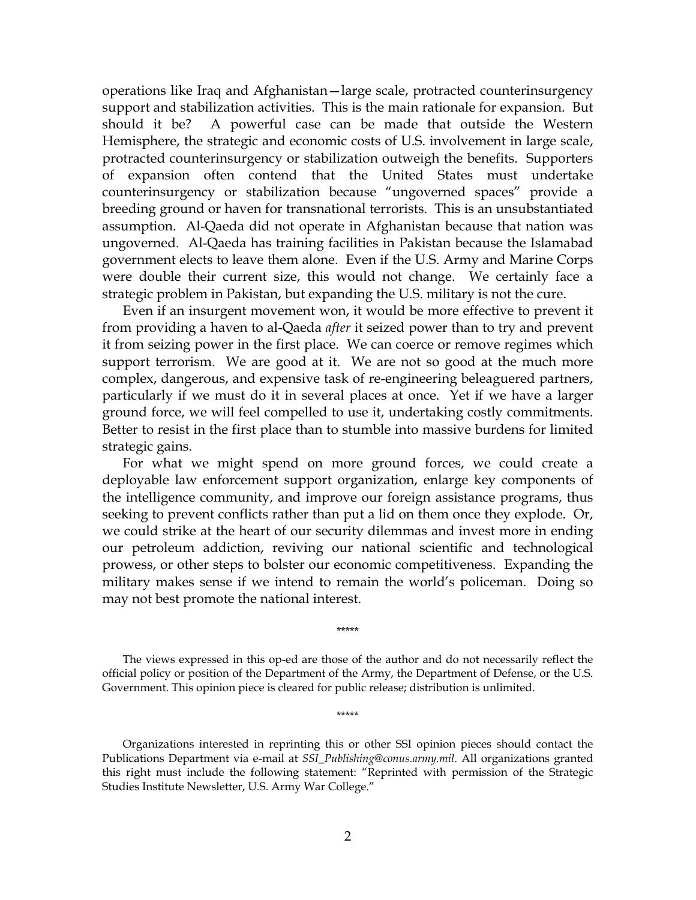operations like Iraq and Afghanistan—large scale, protracted counterinsurgency support and stabilization activities. This is the main rationale for expansion. But should it be? A powerful case can be made that outside the Western Hemisphere, the strategic and economic costs of U.S. involvement in large scale, protracted counterinsurgency or stabilization outweigh the benefits. Supporters of expansion often contend that the United States must undertake counterinsurgency or stabilization because "ungoverned spaces" provide a breeding ground or haven for transnational terrorists. This is an unsubstantiated assumption. Al-Qaeda did not operate in Afghanistan because that nation was ungoverned. Al-Qaeda has training facilities in Pakistan because the Islamabad government elects to leave them alone. Even if the U.S. Army and Marine Corps were double their current size, this would not change. We certainly face a strategic problem in Pakistan, but expanding the U.S. military is not the cure.

Even if an insurgent movement won, it would be more effective to prevent it from providing a haven to al-Qaeda *after* it seized power than to try and prevent it from seizing power in the first place. We can coerce or remove regimes which support terrorism. We are good at it. We are not so good at the much more complex, dangerous, and expensive task of re-engineering beleaguered partners, particularly if we must do it in several places at once. Yet if we have a larger ground force, we will feel compelled to use it, undertaking costly commitments. Better to resist in the first place than to stumble into massive burdens for limited strategic gains.

For what we might spend on more ground forces, we could create a deployable law enforcement support organization, enlarge key components of the intelligence community, and improve our foreign assistance programs, thus seeking to prevent conflicts rather than put a lid on them once they explode. Or, we could strike at the heart of our security dilemmas and invest more in ending our petroleum addiction, reviving our national scientific and technological prowess, or other steps to bolster our economic competitiveness. Expanding the military makes sense if we intend to remain the world's policeman. Doing so may not best promote the national interest.

*****

The views expressed in this op-ed are those of the author and do not necessarily reflect the official policy or position of the Department of the Army, the Department of Defense, or the U.S. Government. This opinion piece is cleared for public release; distribution is unlimited.

*****

Organizations interested in reprinting this or other SSI opinion pieces should contact the Publications Department via e-mail at *SSI_Publishing@conus.army.mil*. All organizations granted this right must include the following statement: "Reprinted with permission of the Strategic Studies Institute Newsletter, U.S. Army War College."